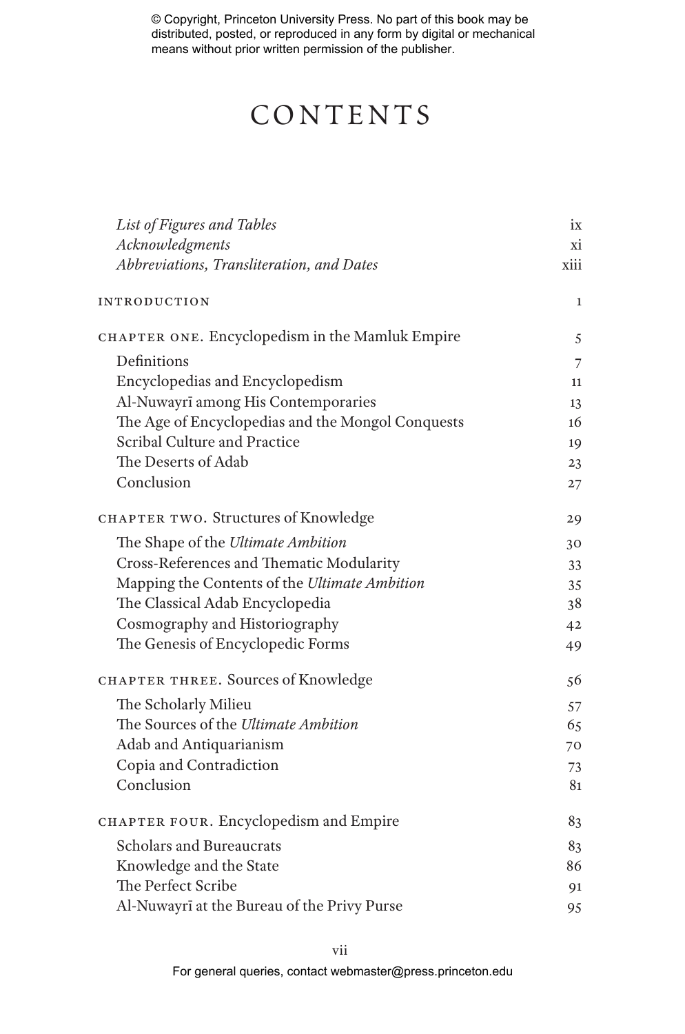# CONTENTS

| | |
|---|---|
| *List of Figures and Tables* | ix |
| *Acknowledgments* | xi |
| *Abbreviations, Transliteration, and Dates* | xiii |
| INTRODUCTION | 1 |
| CHAPTER ONE. Encyclopedism in the Mamluk Empire | 5 |
| Definitions | 7 |
| Encyclopedias and Encyclopedism | 11 |
| Al-Nuwayrī among His Contemporaries | 13 |
| The Age of Encyclopedias and the Mongol Conquests | 16 |
| Scribal Culture and Practice | 19 |
| The Deserts of Adab | 23 |
| Conclusion | 27 |
| CHAPTER TWO. Structures of Knowledge | 29 |
| The Shape of the *Ultimate Ambition* | 30 |
| Cross-References and Thematic Modularity | 33 |
| Mapping the Contents of the *Ultimate Ambition* | 35 |
| The Classical Adab Encyclopedia | 38 |
| Cosmography and Historiography | 42 |
| The Genesis of Encyclopedic Forms | 49 |
| CHAPTER THREE. Sources of Knowledge | 56 |
| The Scholarly Milieu | 57 |
| The Sources of the *Ultimate Ambition* | 65 |
| Adab and Antiquarianism | 70 |
| Copia and Contradiction | 73 |
| Conclusion | 81 |
| CHAPTER FOUR. Encyclopedism and Empire | 83 |
| Scholars and Bureaucrats | 83 |
| Knowledge and the State | 86 |
| The Perfect Scribe | 91 |
| Al-Nuwayrī at the Bureau of the Privy Purse | 95 |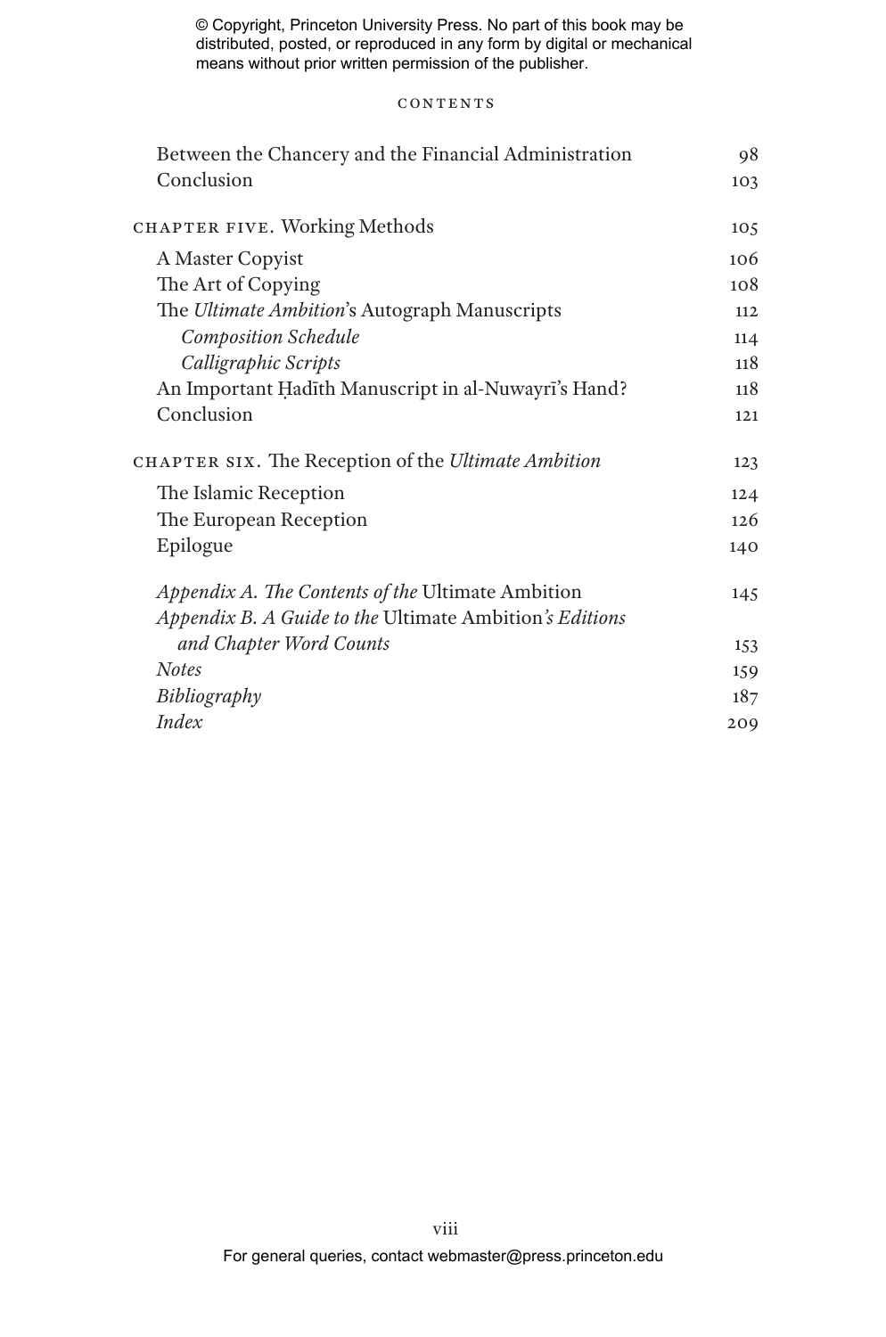Between the Chancery and the Financial Administration 98
Conclusion 103

CHAPTER FIVE. Working Methods 105

A Master Copyist 106
The Art of Copying 108
The *Ultimate Ambition*'s Autograph Manuscripts 112
*Composition Schedule* 114
*Calligraphic Scripts* 118
An Important Ḥadīth Manuscript in al-Nuwayrī's Hand? 118
Conclusion 121

CHAPTER SIX. The Reception of the *Ultimate Ambition* 123

The Islamic Reception 124
The European Reception 126
Epilogue 140

*Appendix A. The Contents of the* Ultimate Ambition 145
*Appendix B. A Guide to the* Ultimate Ambition*'s Editions and Chapter Word Counts* 153
*Notes* 159
*Bibliography* 187
*Index* 209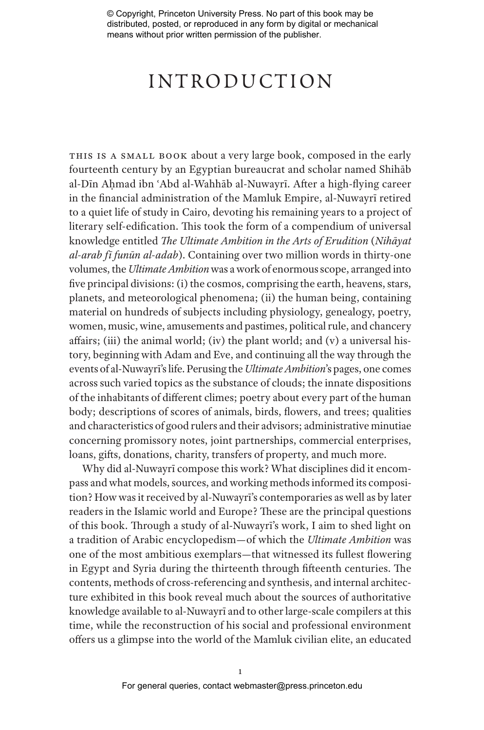# INTRODUCTION

This is a small book about a very large book, composed in the early fourteenth century by an Egyptian bureaucrat and scholar named Shihāb al-Dīn Aḥmad ibn ʿAbd al-Wahhāb al-Nuwayrī. After a high-flying career in the financial administration of the Mamluk Empire, al-Nuwayrī retired to a quiet life of study in Cairo, devoting his remaining years to a project of literary self-edification. This took the form of a compendium of universal knowledge entitled *The Ultimate Ambition in the Arts of Erudition* (*Nihāyat al-arab fī funūn al-adab*). Containing over two million words in thirty-one volumes, the *Ultimate Ambition* was a work of enormous scope, arranged into five principal divisions: (i) the cosmos, comprising the earth, heavens, stars, planets, and meteorological phenomena; (ii) the human being, containing material on hundreds of subjects including physiology, genealogy, poetry, women, music, wine, amusements and pastimes, political rule, and chancery affairs; (iii) the animal world; (iv) the plant world; and (v) a universal history, beginning with Adam and Eve, and continuing all the way through the events of al-Nuwayrī's life. Perusing the *Ultimate Ambition*'s pages, one comes across such varied topics as the substance of clouds; the innate dispositions of the inhabitants of different climes; poetry about every part of the human body; descriptions of scores of animals, birds, flowers, and trees; qualities and characteristics of good rulers and their advisors; administrative minutiae concerning promissory notes, joint partnerships, commercial enterprises, loans, gifts, donations, charity, transfers of property, and much more.

Why did al-Nuwayrī compose this work? What disciplines did it encompass and what models, sources, and working methods informed its composition? How was it received by al-Nuwayrī's contemporaries as well as by later readers in the Islamic world and Europe? These are the principal questions of this book. Through a study of al-Nuwayrī's work, I aim to shed light on a tradition of Arabic encyclopedism—of which the *Ultimate Ambition* was one of the most ambitious exemplars—that witnessed its fullest flowering in Egypt and Syria during the thirteenth through fifteenth centuries. The contents, methods of cross-referencing and synthesis, and internal architecture exhibited in this book reveal much about the sources of authoritative knowledge available to al-Nuwayrī and to other large-scale compilers at this time, while the reconstruction of his social and professional environment offers us a glimpse into the world of the Mamluk civilian elite, an educated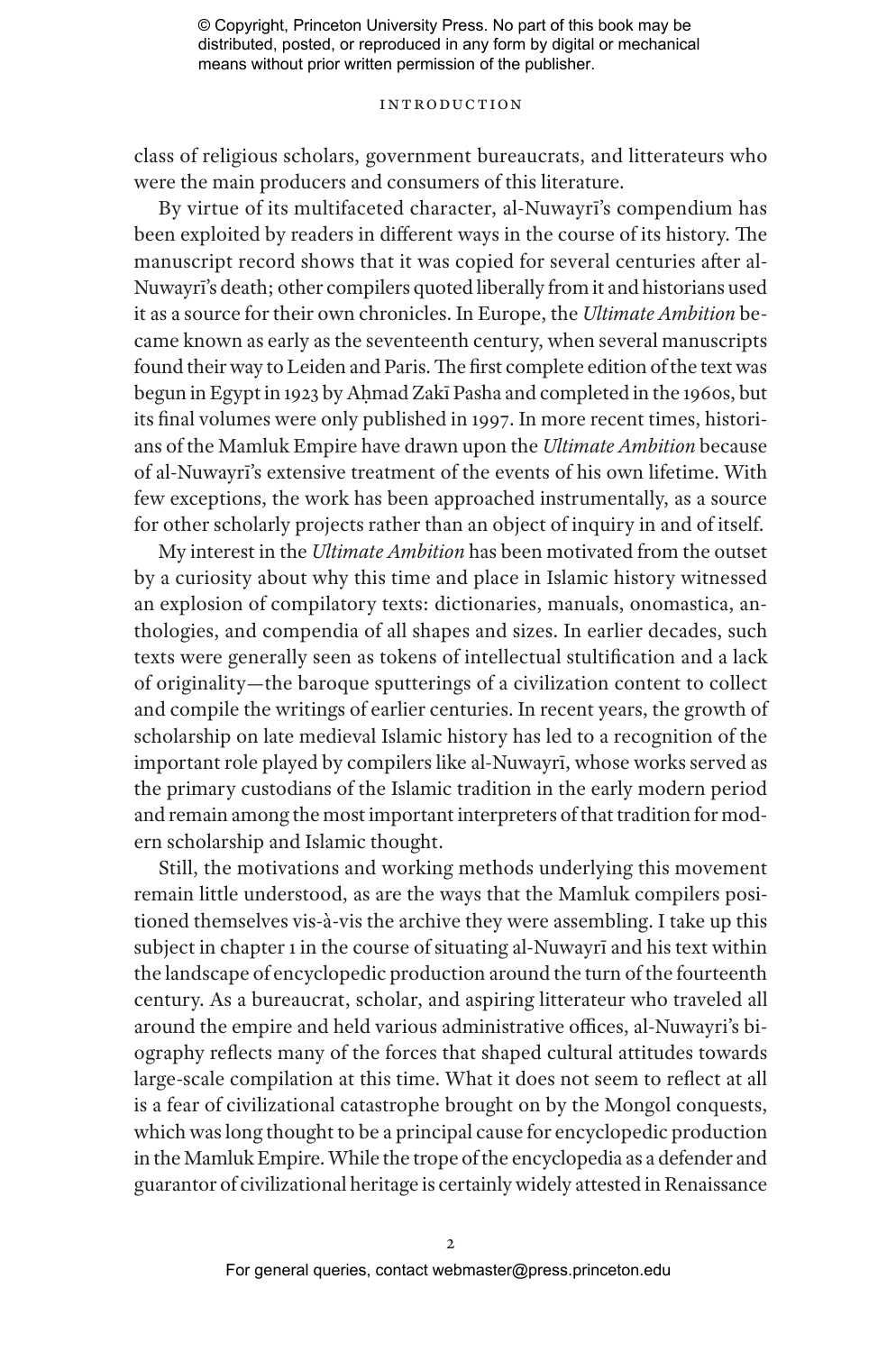class of religious scholars, government bureaucrats, and litterateurs who were the main producers and consumers of this literature.

By virtue of its multifaceted character, al-Nuwayrī's compendium has been exploited by readers in different ways in the course of its history. The manuscript record shows that it was copied for several centuries after al-Nuwayrī's death; other compilers quoted liberally from it and historians used it as a source for their own chronicles. In Europe, the *Ultimate Ambition* became known as early as the seventeenth century, when several manuscripts found their way to Leiden and Paris. The first complete edition of the text was begun in Egypt in 1923 by Aḥmad Zakī Pasha and completed in the 1960s, but its final volumes were only published in 1997. In more recent times, historians of the Mamluk Empire have drawn upon the *Ultimate Ambition* because of al-Nuwayrī's extensive treatment of the events of his own lifetime. With few exceptions, the work has been approached instrumentally, as a source for other scholarly projects rather than an object of inquiry in and of itself.

My interest in the *Ultimate Ambition* has been motivated from the outset by a curiosity about why this time and place in Islamic history witnessed an explosion of compilatory texts: dictionaries, manuals, onomastica, anthologies, and compendia of all shapes and sizes. In earlier decades, such texts were generally seen as tokens of intellectual stultification and a lack of originality—the baroque sputterings of a civilization content to collect and compile the writings of earlier centuries. In recent years, the growth of scholarship on late medieval Islamic history has led to a recognition of the important role played by compilers like al-Nuwayrī, whose works served as the primary custodians of the Islamic tradition in the early modern period and remain among the most important interpreters of that tradition for modern scholarship and Islamic thought.

Still, the motivations and working methods underlying this movement remain little understood, as are the ways that the Mamluk compilers positioned themselves vis-à-vis the archive they were assembling. I take up this subject in chapter 1 in the course of situating al-Nuwayrī and his text within the landscape of encyclopedic production around the turn of the fourteenth century. As a bureaucrat, scholar, and aspiring litterateur who traveled all around the empire and held various administrative offices, al-Nuwayrī's biography reflects many of the forces that shaped cultural attitudes towards large-scale compilation at this time. What it does not seem to reflect at all is a fear of civilizational catastrophe brought on by the Mongol conquests, which was long thought to be a principal cause for encyclopedic production in the Mamluk Empire. While the trope of the encyclopedia as a defender and guarantor of civilizational heritage is certainly widely attested in Renaissance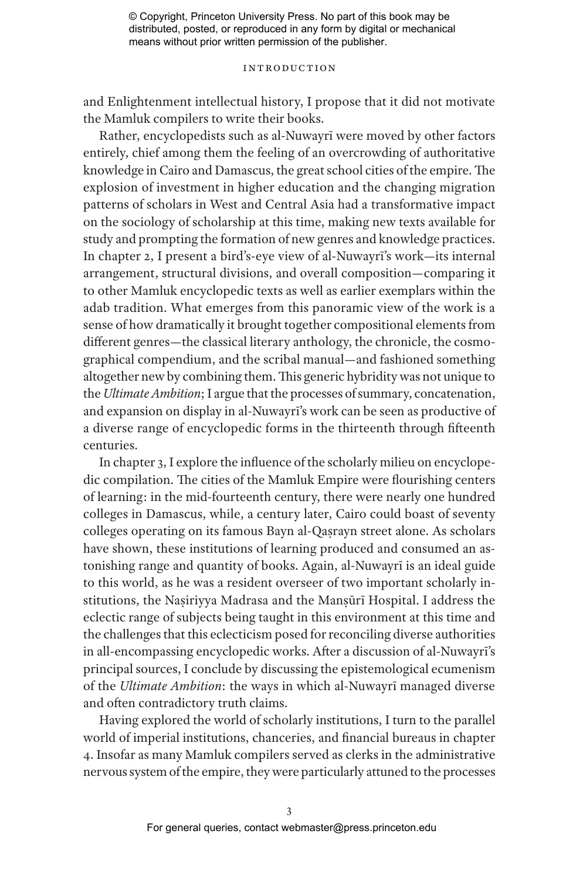and Enlightenment intellectual history, I propose that it did not motivate the Mamluk compilers to write their books.

Rather, encyclopedists such as al-Nuwayrī were moved by other factors entirely, chief among them the feeling of an overcrowding of authoritative knowledge in Cairo and Damascus, the great school cities of the empire. The explosion of investment in higher education and the changing migration patterns of scholars in West and Central Asia had a transformative impact on the sociology of scholarship at this time, making new texts available for study and prompting the formation of new genres and knowledge practices. In chapter 2, I present a bird's-eye view of al-Nuwayrī's work—its internal arrangement, structural divisions, and overall composition—comparing it to other Mamluk encyclopedic texts as well as earlier exemplars within the adab tradition. What emerges from this panoramic view of the work is a sense of how dramatically it brought together compositional elements from different genres—the classical literary anthology, the chronicle, the cosmographical compendium, and the scribal manual—and fashioned something altogether new by combining them. This generic hybridity was not unique to the *Ultimate Ambition*; I argue that the processes of summary, concatenation, and expansion on display in al-Nuwayrī's work can be seen as productive of a diverse range of encyclopedic forms in the thirteenth through fifteenth centuries.

In chapter 3, I explore the influence of the scholarly milieu on encyclopedic compilation. The cities of the Mamluk Empire were flourishing centers of learning: in the mid-fourteenth century, there were nearly one hundred colleges in Damascus, while, a century later, Cairo could boast of seventy colleges operating on its famous Bayn al-Qaṣrayn street alone. As scholars have shown, these institutions of learning produced and consumed an astonishing range and quantity of books. Again, al-Nuwayrī is an ideal guide to this world, as he was a resident overseer of two important scholarly institutions, the Naṣiriyya Madrasa and the Manṣūrī Hospital. I address the eclectic range of subjects being taught in this environment at this time and the challenges that this eclecticism posed for reconciling diverse authorities in all-encompassing encyclopedic works. After a discussion of al-Nuwayrī's principal sources, I conclude by discussing the epistemological ecumenism of the *Ultimate Ambition*: the ways in which al-Nuwayrī managed diverse and often contradictory truth claims.

Having explored the world of scholarly institutions, I turn to the parallel world of imperial institutions, chanceries, and financial bureaus in chapter 4. Insofar as many Mamluk compilers served as clerks in the administrative nervous system of the empire, they were particularly attuned to the processes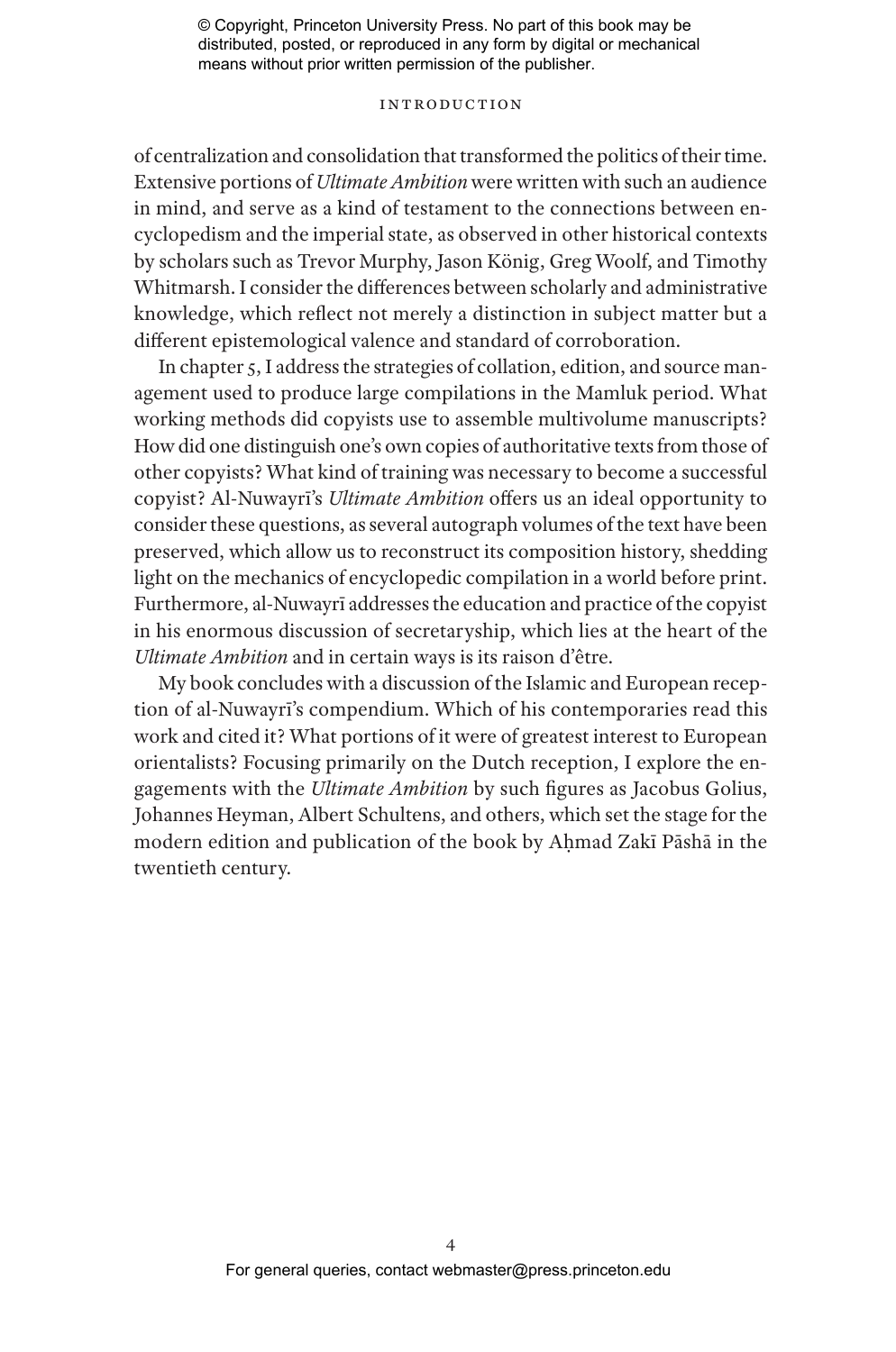of centralization and consolidation that transformed the politics of their time. Extensive portions of *Ultimate Ambition* were written with such an audience in mind, and serve as a kind of testament to the connections between encyclopedism and the imperial state, as observed in other historical contexts by scholars such as Trevor Murphy, Jason König, Greg Woolf, and Timothy Whitmarsh. I consider the differences between scholarly and administrative knowledge, which reflect not merely a distinction in subject matter but a different epistemological valence and standard of corroboration.

In chapter 5, I address the strategies of collation, edition, and source management used to produce large compilations in the Mamluk period. What working methods did copyists use to assemble multivolume manuscripts? How did one distinguish one's own copies of authoritative texts from those of other copyists? What kind of training was necessary to become a successful copyist? Al-Nuwayrī's *Ultimate Ambition* offers us an ideal opportunity to consider these questions, as several autograph volumes of the text have been preserved, which allow us to reconstruct its composition history, shedding light on the mechanics of encyclopedic compilation in a world before print. Furthermore, al-Nuwayrī addresses the education and practice of the copyist in his enormous discussion of secretaryship, which lies at the heart of the *Ultimate Ambition* and in certain ways is its raison d'être.

My book concludes with a discussion of the Islamic and European reception of al-Nuwayrī's compendium. Which of his contemporaries read this work and cited it? What portions of it were of greatest interest to European orientalists? Focusing primarily on the Dutch reception, I explore the engagements with the *Ultimate Ambition* by such figures as Jacobus Golius, Johannes Heyman, Albert Schultens, and others, which set the stage for the modern edition and publication of the book by Aḥmad Zakī Pāshā in the twentieth century.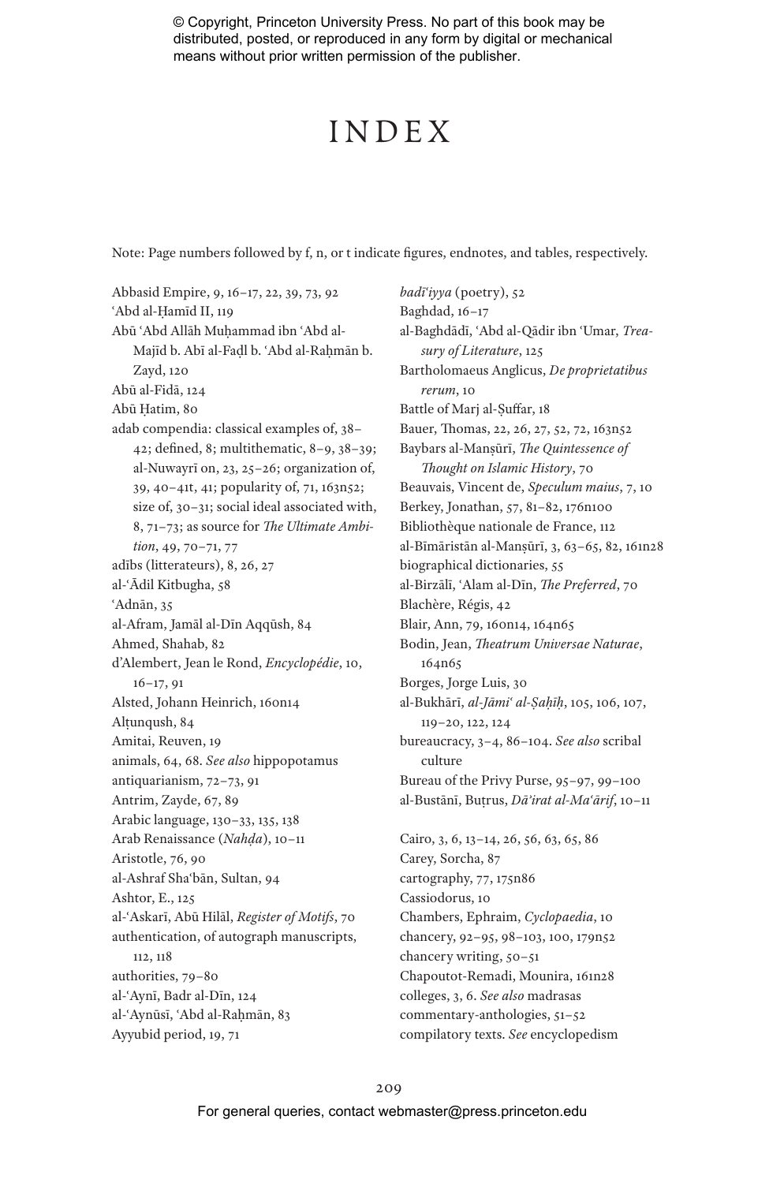# INDEX

Note: Page numbers followed by f, n, or t indicate figures, endnotes, and tables, respectively.

Abbasid Empire, 9, 16–17, 22, 39, 73, 92
ʿAbd al-Ḥamīd II, 119
Abū ʿAbd Allāh Muḥammad ibn ʿAbd al-Majīd b. Abī al-Faḍl b. ʿAbd al-Raḥmān b. Zayd, 120
Abū al-Fidā, 124
Abū Ḥatim, 80
adab compendia: classical examples of, 38–42; defined, 8; multithematic, 8–9, 38–39; al-Nuwayrī on, 23, 25–26; organization of, 39, 40–41t, 41; popularity of, 71, 163n52; size of, 30–31; social ideal associated with, 8, 71–73; as source for *The Ultimate Ambition*, 49, 70–71, 77
adībs (litterateurs), 8, 26, 27
al-ʿĀdil Kitbugha, 58
ʿAdnān, 35
al-Afram, Jamāl al-Dīn Aqqūsh, 84
Ahmed, Shahab, 82
d'Alembert, Jean le Rond, *Encyclopédie*, 10, 16–17, 91
Alsted, Johann Heinrich, 160n14
Alṭunqush, 84
Amitai, Reuven, 19
animals, 64, 68. *See also* hippopotamus
antiquarianism, 72–73, 91
Antrim, Zayde, 67, 89
Arabic language, 130–33, 135, 138
Arab Renaissance (*Nahḍa*), 10–11
Aristotle, 76, 90
al-Ashraf Shaʿbān, Sultan, 94
Ashtor, E., 125
al-ʿAskarī, Abū Hilāl, *Register of Motifs*, 70
authentication, of autograph manuscripts, 112, 118
authorities, 79–80
al-ʿAynī, Badr al-Dīn, 124
al-ʿAynūsī, ʿAbd al-Raḥmān, 83
Ayyubid period, 19, 71

*badīʿiyya* (poetry), 52
Baghdad, 16–17
al-Baghdādī, ʿAbd al-Qādir ibn ʿUmar, *Treasury of Literature*, 125
Bartholomaeus Anglicus, *De proprietatibus rerum*, 10
Battle of Marj al-Ṣuffar, 18
Bauer, Thomas, 22, 26, 27, 52, 72, 163n52
Baybars al-Manṣūrī, *The Quintessence of Thought on Islamic History*, 70
Beauvais, Vincent de, *Speculum maius*, 7, 10
Berkey, Jonathan, 57, 81–82, 176n100
Bibliothèque nationale de France, 112
al-Bīmāristān al-Manṣūrī, 3, 63–65, 82, 161n28
biographical dictionaries, 55
al-Birzālī, ʿAlam al-Dīn, *The Preferred*, 70
Blachère, Régis, 42
Blair, Ann, 79, 160n14, 164n65
Bodin, Jean, *Theatrum Universae Naturae*, 164n65
Borges, Jorge Luis, 30
al-Bukhārī, *al-Jāmiʿ al-Ṣaḥīḥ*, 105, 106, 107, 119–20, 122, 124
bureaucracy, 3–4, 86–104. *See also* scribal culture
Bureau of the Privy Purse, 95–97, 99–100
al-Bustānī, Buṭrus, *Dāʾirat al-Maʿārif*, 10–11

Cairo, 3, 6, 13–14, 26, 56, 63, 65, 86
Carey, Sorcha, 87
cartography, 77, 175n86
Cassiodorus, 10
Chambers, Ephraim, *Cyclopaedia*, 10
chancery, 92–95, 98–103, 100, 179n52
chancery writing, 50–51
Chapoutot-Remadi, Mounira, 161n28
colleges, 3, 6. *See also* madrasas
commentary-anthologies, 51–52
compilatory texts. *See* encyclopedism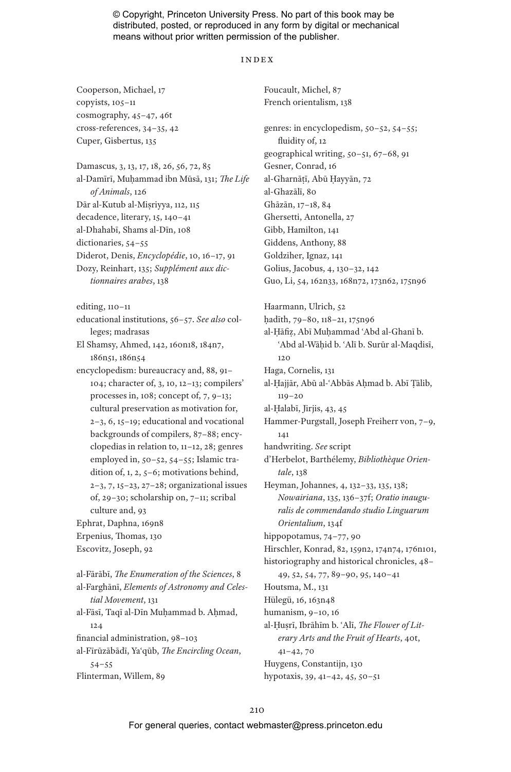# INDEX

Cooperson, Michael, 17
copyists, 105–11
cosmography, 45–47, 46t
cross-references, 34–35, 42
Cuper, Gisbertus, 135

Damascus, 3, 13, 17, 18, 26, 56, 72, 85
al-Damīrī, Muḥammad ibn Mūsā, 131; *The Life of Animals*, 126
Dār al-Kutub al-Miṣriyya, 112, 115
decadence, literary, 15, 140–41
al-Dhahabī, Shams al-Dīn, 108
dictionaries, 54–55
Diderot, Denis, *Encyclopédie*, 10, 16–17, 91
Dozy, Reinhart, 135; *Supplément aux dictionnaires arabes*, 138

editing, 110–11
educational institutions, 56–57. *See also* colleges; madrasas
El Shamsy, Ahmed, 142, 160n18, 184n7, 186n51, 186n54
encyclopedism: bureaucracy and, 88, 91–104; character of, 3, 10, 12–13; compilers' processes in, 108; concept of, 7, 9–13; cultural preservation as motivation for, 2–3, 6, 15–19; educational and vocational backgrounds of compilers, 87–88; encyclopedias in relation to, 11–12, 28; genres employed in, 50–52, 54–55; Islamic tradition of, 1, 2, 5–6; motivations behind, 2–3, 7, 15–23, 27–28; organizational issues of, 29–30; scholarship on, 7–11; scribal culture and, 93
Ephrat, Daphna, 169n8
Erpenius, Thomas, 130
Escovitz, Joseph, 92

al-Fārābī, *The Enumeration of the Sciences*, 8
al-Farghānī, *Elements of Astronomy and Celestial Movement*, 131
al-Fāsī, Taqī al-Dīn Muḥammad b. Aḥmad, 124
financial administration, 98–103
al-Fīrūzābādī, Yaʿqūb, *The Encircling Ocean*, 54–55
Flinterman, Willem, 89
Foucault, Michel, 87
French orientalism, 138

genres: in encyclopedism, 50–52, 54–55; fluidity of, 12
geographical writing, 50–51, 67–68, 91
Gesner, Conrad, 16
al-Gharnāṭī, Abū Ḥayyān, 72
al-Ghazālī, 80
Ghāzān, 17–18, 84
Ghersetti, Antonella, 27
Gibb, Hamilton, 141
Giddens, Anthony, 88
Goldziher, Ignaz, 141
Golius, Jacobus, 4, 130–32, 142
Guo, Li, 54, 162n33, 168n72, 173n62, 175n96

Haarmann, Ulrich, 52
ḥadīth, 79–80, 118–21, 175n96
al-Ḥāfiẓ, Abī Muḥammad ʿAbd al-Ghanī b. ʿAbd al-Wāḥid b. ʿAlī b. Surūr al-Maqdisī, 120
Haga, Cornelis, 131
al-Ḥajjār, Abū al-ʿAbbās Aḥmad b. Abī Ṭālib, 119–20
al-Ḥalabī, Jirjis, 43, 45
Hammer-Purgstall, Joseph Freiherr von, 7–9, 141
handwriting. *See* script
d'Herbelot, Barthélemy, *Bibliothèque Orientale*, 138
Heyman, Johannes, 4, 132–33, 135, 138; *Nowairiana*, 135, 136–37f; *Oratio inauguralis de commendando studio Linguarum Orientalium*, 134f
hippopotamus, 74–77, 90
Hirschler, Konrad, 82, 159n2, 174n74, 176n101,
historiography and historical chronicles, 48–49, 52, 54, 77, 89–90, 95, 140–41
Houtsma, M., 131
Hülegü, 16, 163n48
humanism, 9–10, 16
al-Ḥuṣrī, Ibrāhīm b. ʿAlī, *The Flower of Literary Arts and the Fruit of Hearts*, 40t, 41–42, 70
Huygens, Constantijn, 130
hypotaxis, 39, 41–42, 45, 50–51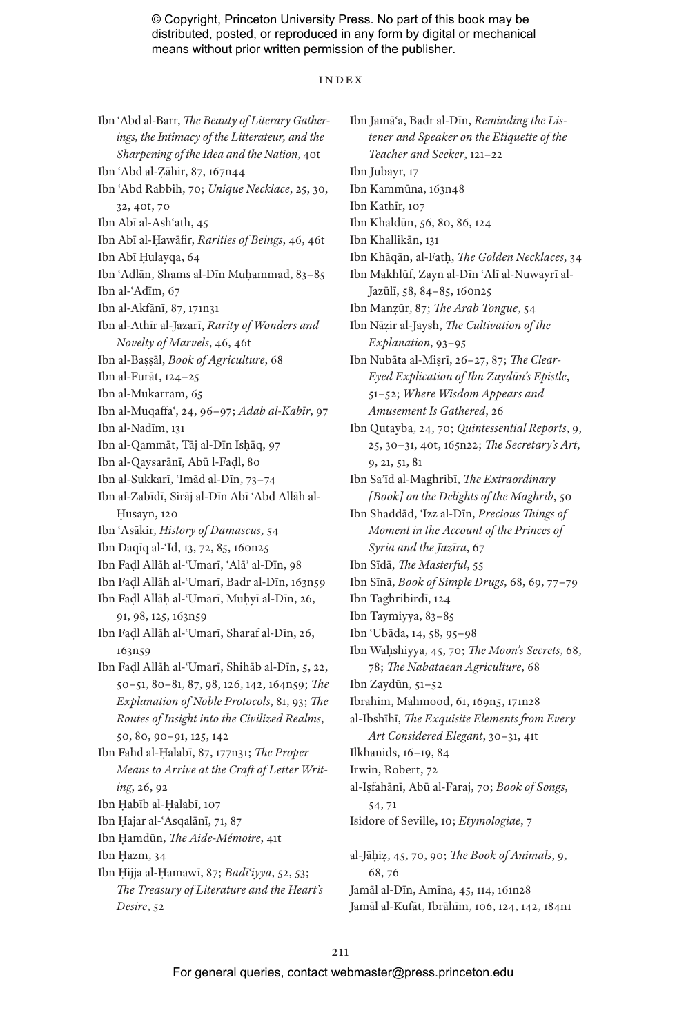# INDEX

Ibn ʿAbd al-Barr, *The Beauty of Literary Gatherings, the Intimacy of the Litterateur, and the Sharpening of the Idea and the Nation*, 40t
Ibn ʿAbd al-Ẓāhir, 87, 167n44
Ibn ʿAbd Rabbih, 70; *Unique Necklace*, 25, 30, 32, 40t, 70
Ibn Abī al-Ashʿath, 45
Ibn Abī al-Ḥawāfir, *Rarities of Beings*, 46, 46t
Ibn Abī Ḥulayqa, 64
Ibn ʿAdlān, Shams al-Dīn Muḥammad, 83–85
Ibn al-ʿAdīm, 67
Ibn al-Akfānī, 87, 171n31
Ibn al-Athīr al-Jazarī, *Rarity of Wonders and Novelty of Marvels*, 46, 46t
Ibn al-Baṣṣāl, *Book of Agriculture*, 68
Ibn al-Furāt, 124–25
Ibn al-Mukarram, 65
Ibn al-Muqaffaʿ, 24, 96–97; *Adab al-Kabīr*, 97
Ibn al-Nadīm, 131
Ibn al-Qammāt, Tāj al-Dīn Isḥāq, 97
Ibn al-Qaysarānī, Abū l-Faḍl, 80
Ibn al-Sukkarī, ʿImād al-Dīn, 73–74
Ibn al-Zabīdī, Sirāj al-Dīn Abī ʿAbd Allāh al-Ḥusayn, 120
Ibn ʿAsākir, *History of Damascus*, 54
Ibn Daqīq al-ʿĪd, 13, 72, 85, 160n25
Ibn Faḍl Allāh al-ʿUmarī, ʿAlāʾ al-Dīn, 98
Ibn Faḍl Allāh al-ʿUmarī, Badr al-Dīn, 163n59
Ibn Faḍl Allāḥ al-ʿUmarī, Muḥyī al-Dīn, 26, 91, 98, 125, 163n59
Ibn Faḍl Allāh al-ʿUmarī, Sharaf al-Dīn, 26, 163n59
Ibn Faḍl Allāh al-ʿUmarī, Shihāb al-Dīn, 5, 22, 50–51, 80–81, 87, 98, 126, 142, 164n59; *The Explanation of Noble Protocols*, 81, 93; *The Routes of Insight into the Civilized Realms*, 50, 80, 90–91, 125, 142
Ibn Fahd al-Ḥalabī, 87, 177n31; *The Proper Means to Arrive at the Craft of Letter Writing*, 26, 92
Ibn Ḥabīb al-Ḥalabī, 107
Ibn Ḥajar al-ʿAsqalānī, 71, 87
Ibn Ḥamdūn, *The Aide-Mémoire*, 41t
Ibn Ḥazm, 34
Ibn Ḥijja al-Ḥamawī, 87; *Badīʿiyya*, 52, 53; *The Treasury of Literature and the Heart's Desire*, 52
Ibn Jamāʿa, Badr al-Dīn, *Reminding the Listener and Speaker on the Etiquette of the Teacher and Seeker*, 121–22
Ibn Jubayr, 17
Ibn Kammūna, 163n48
Ibn Kathīr, 107
Ibn Khaldūn, 56, 80, 86, 124
Ibn Khallikān, 131
Ibn Khāqān, al-Fatḥ, *The Golden Necklaces*, 34
Ibn Makhlūf, Zayn al-Dīn ʿAlī al-Nuwayrī al-Jazūlī, 58, 84–85, 160n25
Ibn Manẓūr, 87; *The Arab Tongue*, 54
Ibn Nāẓir al-Jaysh, *The Cultivation of the Explanation*, 93–95
Ibn Nubāta al-Miṣrī, 26–27, 87; *The Clear-Eyed Explication of Ibn Zaydūn's Epistle*, 51–52; *Where Wisdom Appears and Amusement Is Gathered*, 26
Ibn Qutayba, 24, 70; *Quintessential Reports*, 9, 25, 30–31, 40t, 165n22; *The Secretary's Art*, 9, 21, 51, 81
Ibn Saʿīd al-Maghribī, *The Extraordinary [Book] on the Delights of the Maghrib*, 50
Ibn Shaddād, ʿIzz al-Dīn, *Precious Things of Moment in the Account of the Princes of Syria and the Jazīra*, 67
Ibn Sīdā, *The Masterful*, 55
Ibn Sīnā, *Book of Simple Drugs*, 68, 69, 77–79
Ibn Taghribirdī, 124
Ibn Taymiyya, 83–85
Ibn ʿUbāda, 14, 58, 95–98
Ibn Waḥshiyya, 45, 70; *The Moon's Secrets*, 68, 78; *The Nabataean Agriculture*, 68
Ibn Zaydūn, 51–52
Ibrahim, Mahmood, 61, 169n5, 171n28
al-Ibshīhī, *The Exquisite Elements from Every Art Considered Elegant*, 30–31, 41t
Ilkhanids, 16–19, 84
Irwin, Robert, 72
al-Iṣfahānī, Abū al-Faraj, 70; *Book of Songs*, 54, 71
Isidore of Seville, 10; *Etymologiae*, 7

al-Jāḥiẓ, 45, 70, 90; *The Book of Animals*, 9, 68, 76
Jamāl al-Dīn, Amīna, 45, 114, 161n28
Jamāl al-Kufāt, Ibrāhīm, 106, 124, 142, 184n1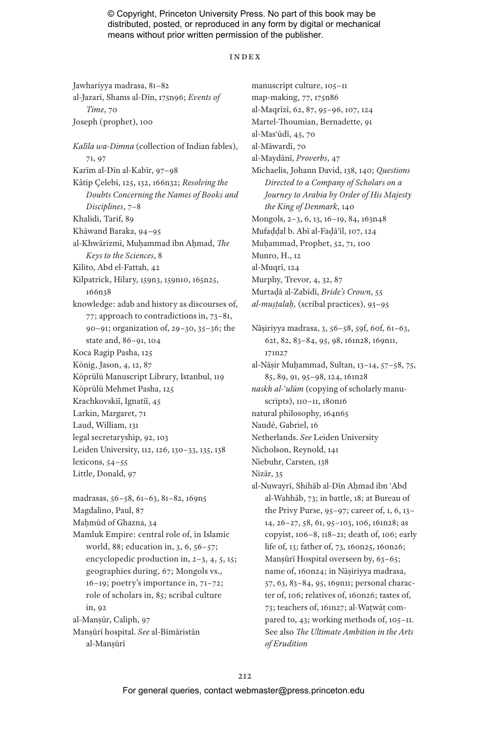# INDEX

Jawhariyya madrasa, 81–82
al-Jazarī, Shams al-Dīn, 175n96; *Events of Time*, 70
Joseph (prophet), 100

*Kalīla wa-Dimna* (collection of Indian fables), 71, 97
Karīm al-Dīn al-Kabīr, 97–98
Kâtip Çelebi, 125, 132, 166n32; *Resolving the Doubts Concerning the Names of Books and Disciplines*, 7–8
Khalidi, Tarif, 89
Khāwand Baraka, 94–95
al-Khwārizmī, Muḥammad ibn Aḥmad, *The Keys to the Sciences*, 8
Kilito, Abd el-Fattah, 42
Kilpatrick, Hilary, 159n3, 159n10, 165n25, 166n38
knowledge: adab and history as discourses of, 77; approach to contradictions in, 73–81, 90–91; organization of, 29–30, 35–36; the state and, 86–91, 104
Koca Ragip Pasha, 125
König, Jason, 4, 12, 87
Köprülü Manuscript Library, Istanbul, 119
Köprülü Mehmet Pasha, 125
Krachkovskiĭ, Ignatiĭ, 45
Larkin, Margaret, 71
Laud, William, 131
legal secretaryship, 92, 103
Leiden University, 112, 126, 130–33, 135, 138
lexicons, 54–55
Little, Donald, 97

madrasas, 56–58, 61–63, 81–82, 169n5
Magdalino, Paul, 87
Maḥmūd of Ghazna, 34
Mamluk Empire: central role of, in Islamic world, 88; education in, 3, 6, 56–57; encyclopedic production in, 2–3, 4, 5, 15; geographies during, 67; Mongols vs., 16–19; poetry's importance in, 71–72; role of scholars in, 85; scribal culture in, 92
al-Manṣūr, Caliph, 97
Manṣūrī hospital. *See* al-Bīmāristān al-Manṣūrī
manuscript culture, 105–11
map-making, 77, 175n86
al-Maqrīzī, 62, 87, 95–96, 107, 124
Martel-Thoumian, Bernadette, 91
al-Mas'ūdī, 45, 70
al-Māwardī, 70
al-Maydānī, *Proverbs*, 47
Michaelis, Johann David, 138, 140; *Questions Directed to a Company of Scholars on a Journey to Arabia by Order of His Majesty the King of Denmark*, 140
Mongols, 2–3, 6, 13, 16–19, 84, 163n48
Mufaḍḍal b. Abī al-Faḍā'il, 107, 124
Muḥammad, Prophet, 52, 71, 100
Munro, H., 12
al-Muqrī, 124
Murphy, Trevor, 4, 32, 87
Murtaḍā al-Zabīdī, *Bride's Crown*, 55
*al-muṣṭalaḥ*, (scribal practices), 93–95

Nāṣiriyya madrasa, 3, 56–58, 59f, 60f, 61–63, 62t, 82, 83–84, 95, 98, 161n28, 169n11, 171n27
al-Nāṣir Muḥammad, Sultan, 13–14, 57–58, 75, 85, 89, 91, 95–98, 124, 161n28
*naskh al-'ulūm* (copying of scholarly manuscripts), 110–11, 180n16
natural philosophy, 164n65
Naudé, Gabriel, 16
Netherlands. *See* Leiden University
Nicholson, Reynold, 141
Niebuhr, Carsten, 138
Nizār, 35
al-Nuwayrī, Shihāb al-Dīn Aḥmad ibn 'Abd al-Wahhāb, 73; in battle, 18; at Bureau of the Privy Purse, 95–97; career of, 1, 6, 13–14, 26–27, 58, 61, 95–103, 106, 161n28; as copyist, 106–8, 118–21; death of, 106; early life of, 13; father of, 73, 160n25, 160n26; Manṣūrī Hospital overseen by, 63–65; name of, 160n24; in Nāṣiriyya madrasa, 57, 63, 83–84, 95, 169n11; personal character of, 106; relatives of, 160n26; tastes of, 73; teachers of, 161n27; al-Waṭwāṭ compared to, 43; working methods of, 105–11. See also *The Ultimate Ambition in the Arts of Erudition*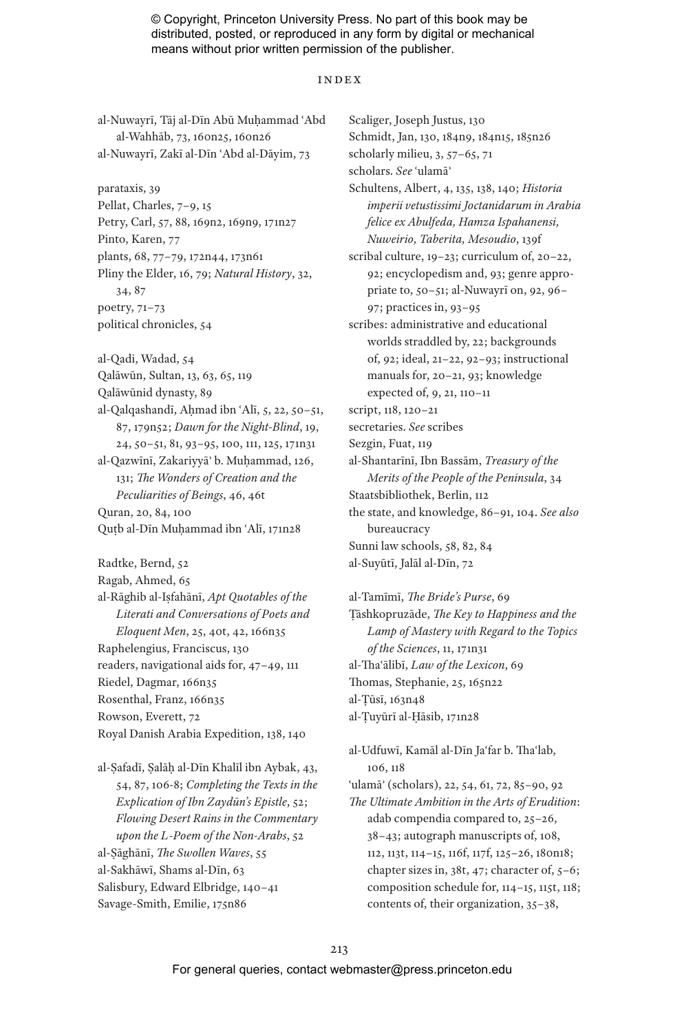# INDEX

al-Nuwayrī, Tāj al-Dīn Abū Muḥammad ʿAbd al-Wahhāb, 73, 160n25, 160n26
al-Nuwayrī, Zakī al-Dīn ʿAbd al-Dāyim, 73

parataxis, 39
Pellat, Charles, 7–9, 15
Petry, Carl, 57, 88, 169n2, 169n9, 171n27
Pinto, Karen, 77
plants, 68, 77–79, 172n44, 173n61
Pliny the Elder, 16, 79; *Natural History*, 32, 34, 87
poetry, 71–73
political chronicles, 54

al-Qadi, Wadad, 54
Qalāwūn, Sultan, 13, 63, 65, 119
Qalāwūnid dynasty, 89
al-Qalqashandī, Aḥmad ibn ʿAlī, 5, 22, 50–51, 87, 179n52; *Dawn for the Night-Blind*, 19, 24, 50–51, 81, 93–95, 100, 111, 125, 171n31
al-Qazwīnī, Zakariyyāʾ b. Muḥammad, 126, 131; *The Wonders of Creation and the Peculiarities of Beings*, 46, 46t
Quran, 20, 84, 100
Quṭb al-Dīn Muḥammad ibn ʿAlī, 171n28

Radtke, Bernd, 52
Ragab, Ahmed, 65
al-Rāghib al-Iṣfahānī, *Apt Quotables of the Literati and Conversations of Poets and Eloquent Men*, 25, 40t, 42, 166n35
Raphelengius, Franciscus, 130
readers, navigational aids for, 47–49, 111
Riedel, Dagmar, 166n35
Rosenthal, Franz, 166n35
Rowson, Everett, 72
Royal Danish Arabia Expedition, 138, 140

al-Ṣafadī, Ṣalāḥ al-Dīn Khalīl ibn Aybak, 43, 54, 87, 106-8; *Completing the Texts in the Explication of Ibn Zaydūn's Epistle*, 52; *Flowing Desert Rains in the Commentary upon the L-Poem of the Non-Arabs*, 52
al-Ṣāghānī, *The Swollen Waves*, 55
al-Sakhāwī, Shams al-Dīn, 63
Salisbury, Edward Elbridge, 140–41
Savage-Smith, Emilie, 175n86

Scaliger, Joseph Justus, 130
Schmidt, Jan, 130, 184n9, 184n15, 185n26
scholarly milieu, 3, 57–65, 71
scholars. *See* ʿulamāʾ
Schultens, Albert, 4, 135, 138, 140; *Historia imperii vetustissimi Joctanidarum in Arabia felice ex Abulfeda, Hamza Ispahanensi, Nuweirio, Taberita, Mesoudio*, 139f
scribal culture, 19–23; curriculum of, 20–22, 92; encyclopedism and, 93; genre appropriate to, 50–51; al-Nuwayrī on, 92, 96–97; practices in, 93–95
scribes: administrative and educational worlds straddled by, 22; backgrounds of, 92; ideal, 21–22, 92–93; instructional manuals for, 20–21, 93; knowledge expected of, 9, 21, 110–11
script, 118, 120–21
secretaries. *See* scribes
Sezgin, Fuat, 119
al-Shantarīnī, Ibn Bassām, *Treasury of the Merits of the People of the Peninsula*, 34
Staatsbibliothek, Berlin, 112
the state, and knowledge, 86–91, 104. *See also* bureaucracy
Sunni law schools, 58, 82, 84
al-Suyūṭī, Jalāl al-Dīn, 72

al-Tamīmī, *The Bride's Purse*, 69
Ṭāshkopruzāde, *The Key to Happiness and the Lamp of Mastery with Regard to the Topics of the Sciences*, 11, 171n31
al-Thaʿālibī, *Law of the Lexicon*, 69
Thomas, Stephanie, 25, 165n22
al-Ṭūsī, 163n48
al-Ṭuyūrī al-Ḥāsib, 171n28

al-Udfuwī, Kamāl al-Dīn Jaʿfar b. Thaʿlab, 106, 118
ʿulamāʾ (scholars), 22, 54, 61, 72, 85–90, 92
*The Ultimate Ambition in the Arts of Erudition*: adab compendia compared to, 25–26, 38–43; autograph manuscripts of, 108, 112, 113t, 114–15, 116f, 117f, 125–26, 180n18; chapter sizes in, 38t, 47; character of, 5–6; composition schedule for, 114–15, 115t, 118; contents of, their organization, 35–38,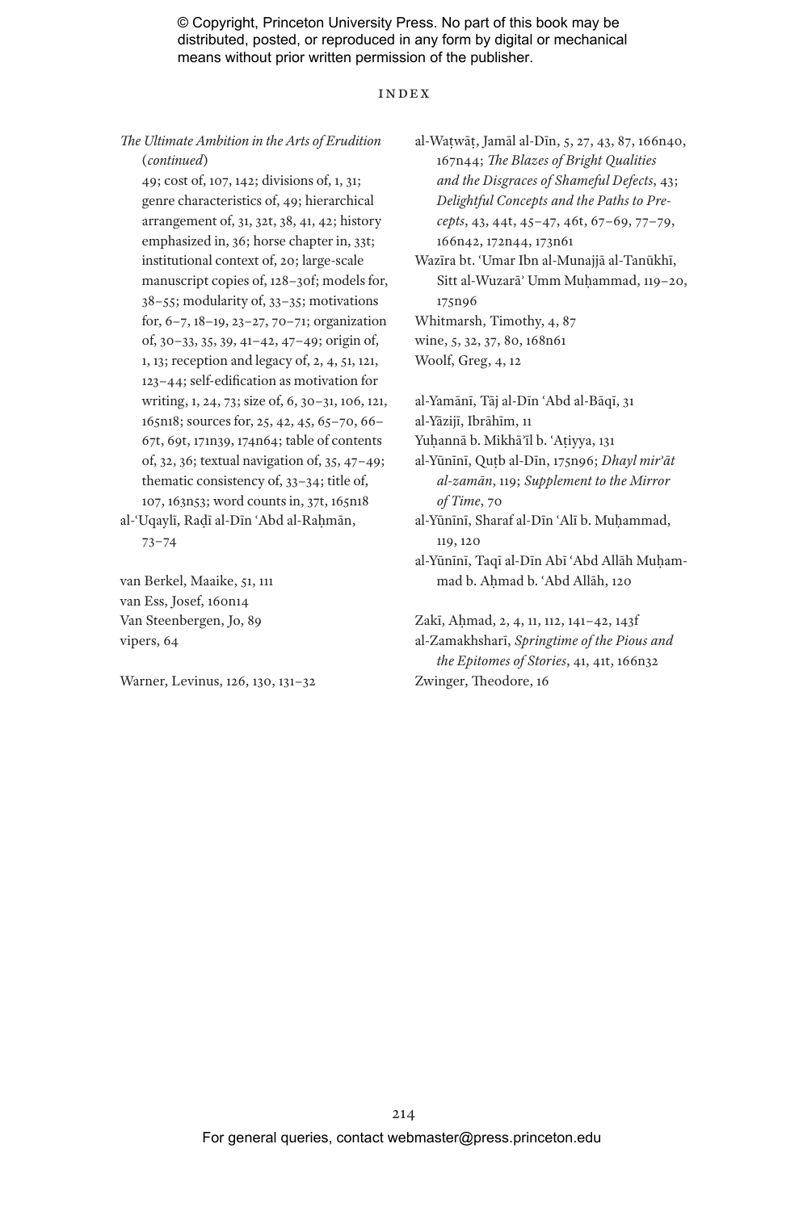# INDEX

*The Ultimate Ambition in the Arts of Erudition* (*continued*)
49; cost of, 107, 142; divisions of, 1, 31; genre characteristics of, 49; hierarchical arrangement of, 31, 32t, 38, 41, 42; history emphasized in, 36; horse chapter in, 33t; institutional context of, 20; large-scale manuscript copies of, 128–30f; models for, 38–55; modularity of, 33–35; motivations for, 6–7, 18–19, 23–27, 70–71; organization of, 30–33, 35, 39, 41–42, 47–49; origin of, 1, 13; reception and legacy of, 2, 4, 51, 121, 123–44; self-edification as motivation for writing, 1, 24, 73; size of, 6, 30–31, 106, 121, 165n18; sources for, 25, 42, 45, 65–70, 66–67t, 69t, 171n39, 174n64; table of contents of, 32, 36; textual navigation of, 35, 47–49; thematic consistency of, 33–34; title of, 107, 163n53; word counts in, 37t, 165n18

al-ʿUqaylī, Raḍī al-Dīn ʿAbd al-Raḥmān, 73–74

van Berkel, Maaike, 51, 111
van Ess, Josef, 160n14
Van Steenbergen, Jo, 89
vipers, 64

Warner, Levinus, 126, 130, 131–32
al-Waṭwāṭ, Jamāl al-Dīn, 5, 27, 43, 87, 166n40, 167n44; *The Blazes of Bright Qualities and the Disgraces of Shameful Defects*, 43; *Delightful Concepts and the Paths to Precepts*, 43, 44t, 45–47, 46t, 67–69, 77–79, 166n42, 172n44, 173n61
Wazīra bt. ʿUmar Ibn al-Munajjā al-Tanūkhī, Sitt al-Wuzarāʾ Umm Muḥammad, 119–20, 175n96
Whitmarsh, Timothy, 4, 87
wine, 5, 32, 37, 80, 168n61
Woolf, Greg, 4, 12

al-Yamānī, Tāj al-Dīn ʿAbd al-Bāqī, 31
al-Yāzijī, Ibrāhīm, 11
Yuḥannā b. Mikhāʾīl b. ʿAṭiyya, 131
al-Yūnīnī, Quṭb al-Dīn, 175n96; *Dhayl mirʾāt al-zamān*, 119; *Supplement to the Mirror of Time*, 70
al-Yūnīnī, Sharaf al-Dīn ʿAlī b. Muḥammad, 119, 120
al-Yūnīnī, Taqī al-Dīn Abī ʿAbd Allāh Muḥammad b. Aḥmad b. ʿAbd Allāh, 120

Zakī, Aḥmad, 2, 4, 11, 112, 141–42, 143f
al-Zamakhsharī, *Springtime of the Pious and the Epitomes of Stories*, 41, 41t, 166n32
Zwinger, Theodore, 16